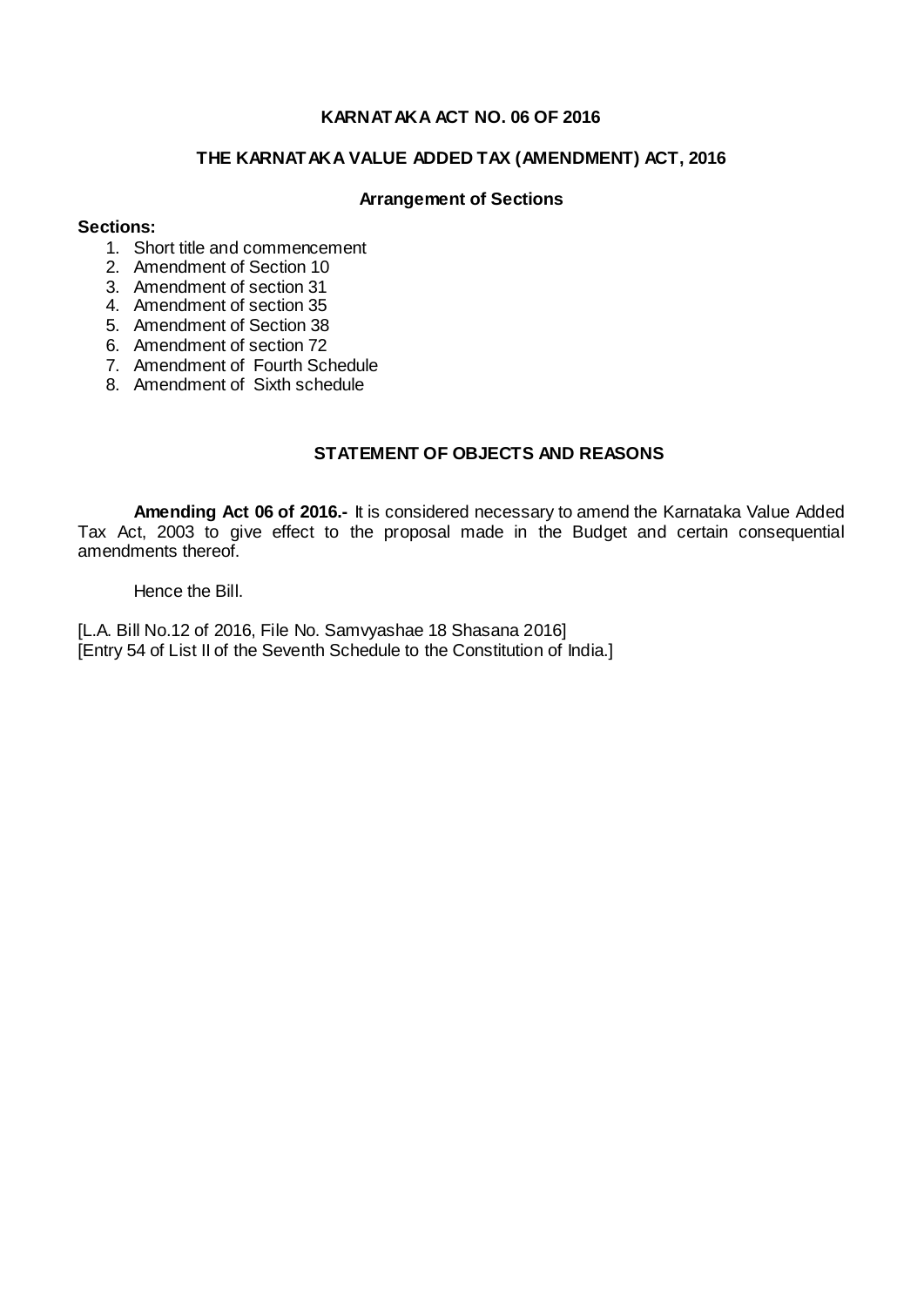# KARNATAKA ACT NO. 06 OF 2016

## THE KARNATAKA VALUE ADDED TAX (AMENDMENT) ACT, 2016

### Arrangement of Sections

**Sections:**

1. Short title and commencement
2. Amendment of Section 10
3. Amendment of section 31
4. Amendment of section 35
5. Amendment of Section 38
6. Amendment of section 72
7. Amendment of Fourth Schedule
8. Amendment of Sixth schedule

### STATEMENT OF OBJECTS AND REASONS

**Amending Act 06 of 2016.-** It is considered necessary to amend the Karnataka Value Added Tax Act, 2003 to give effect to the proposal made in the Budget and certain consequential amendments thereof.

Hence the Bill.

[L.A. Bill No.12 of 2016, File No. Samvyashae 18 Shasana 2016]
[Entry 54 of List II of the Seventh Schedule to the Constitution of India.]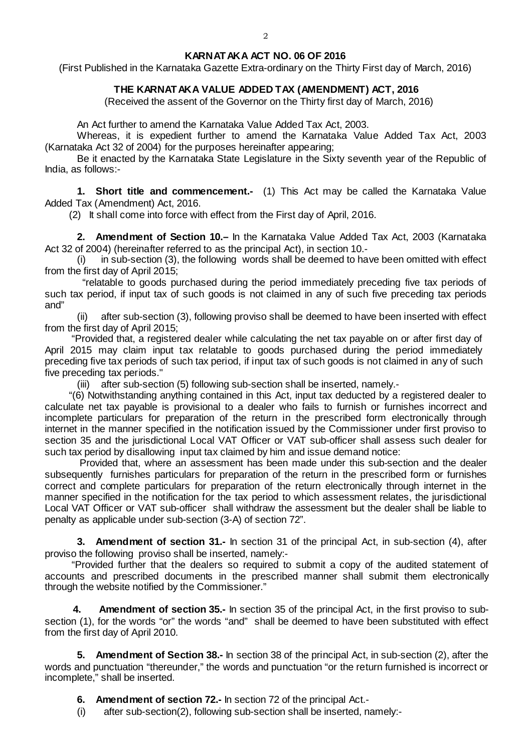**KARNATAKA ACT NO. 06 OF 2016**

(First Published in the Karnataka Gazette Extra-ordinary on the Thirty First day of March, 2016)

**THE KARNATAKA VALUE ADDED TAX (AMENDMENT) ACT, 2016**

(Received the assent of the Governor on the Thirty first day of March, 2016)

An Act further to amend the Karnataka Value Added Tax Act, 2003.

Whereas, it is expedient further to amend the Karnataka Value Added Tax Act, 2003 (Karnataka Act 32 of 2004) for the purposes hereinafter appearing;

Be it enacted by the Karnataka State Legislature in the Sixty seventh year of the Republic of India, as follows:-

**1. Short title and commencement.-** (1) This Act may be called the Karnataka Value Added Tax (Amendment) Act, 2016.

(2) It shall come into force with effect from the First day of April, 2016.

**2. Amendment of Section 10.–** In the Karnataka Value Added Tax Act, 2003 (Karnataka Act 32 of 2004) (hereinafter referred to as the principal Act), in section 10.-

(i) in sub-section (3), the following words shall be deemed to have been omitted with effect from the first day of April 2015;

"relatable to goods purchased during the period immediately preceding five tax periods of such tax period, if input tax of such goods is not claimed in any of such five preceding tax periods and"

(ii) after sub-section (3), following proviso shall be deemed to have been inserted with effect from the first day of April 2015;

"Provided that, a registered dealer while calculating the net tax payable on or after first day of April 2015 may claim input tax relatable to goods purchased during the period immediately preceding five tax periods of such tax period, if input tax of such goods is not claimed in any of such five preceding tax periods."

(iii) after sub-section (5) following sub-section shall be inserted, namely.-

"(6) Notwithstanding anything contained in this Act, input tax deducted by a registered dealer to calculate net tax payable is provisional to a dealer who fails to furnish or furnishes incorrect and incomplete particulars for preparation of the return in the prescribed form electronically through internet in the manner specified in the notification issued by the Commissioner under first proviso to section 35 and the jurisdictional Local VAT Officer or VAT sub-officer shall assess such dealer for such tax period by disallowing input tax claimed by him and issue demand notice:

Provided that, where an assessment has been made under this sub-section and the dealer subsequently furnishes particulars for preparation of the return in the prescribed form or furnishes correct and complete particulars for preparation of the return electronically through internet in the manner specified in the notification for the tax period to which assessment relates, the jurisdictional Local VAT Officer or VAT sub-officer shall withdraw the assessment but the dealer shall be liable to penalty as applicable under sub-section (3-A) of section 72".

**3. Amendment of section 31.-** In section 31 of the principal Act, in sub-section (4), after proviso the following proviso shall be inserted, namely:-

"Provided further that the dealers so required to submit a copy of the audited statement of accounts and prescribed documents in the prescribed manner shall submit them electronically through the website notified by the Commissioner."

**4. Amendment of section 35.-** In section 35 of the principal Act, in the first proviso to sub-section (1), for the words "or" the words "and" shall be deemed to have been substituted with effect from the first day of April 2010.

**5. Amendment of Section 38.-** In section 38 of the principal Act, in sub-section (2), after the words and punctuation "thereunder," the words and punctuation "or the return furnished is incorrect or incomplete," shall be inserted.

**6. Amendment of section 72.-** In section 72 of the principal Act.-

(i) after sub-section(2), following sub-section shall be inserted, namely:-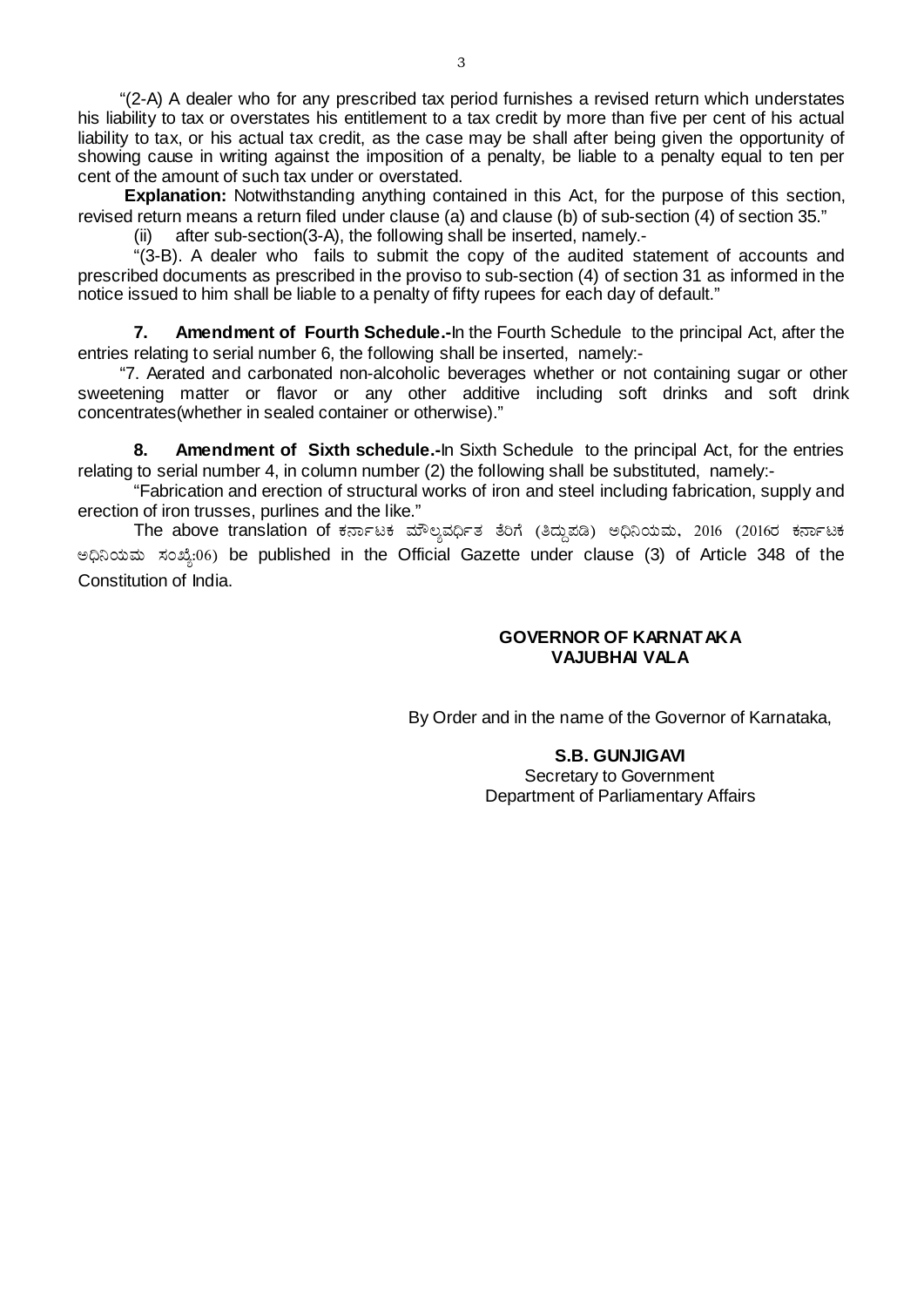"(2-A) A dealer who for any prescribed tax period furnishes a revised return which understates his liability to tax or overstates his entitlement to a tax credit by more than five per cent of his actual liability to tax, or his actual tax credit, as the case may be shall after being given the opportunity of showing cause in writing against the imposition of a penalty, be liable to a penalty equal to ten per cent of the amount of such tax under or overstated.

**Explanation:** Notwithstanding anything contained in this Act, for the purpose of this section, revised return means a return filed under clause (a) and clause (b) of sub-section (4) of section 35."

(ii) after sub-section(3-A), the following shall be inserted, namely.-

"(3-B). A dealer who fails to submit the copy of the audited statement of accounts and prescribed documents as prescribed in the proviso to sub-section (4) of section 31 as informed in the notice issued to him shall be liable to a penalty of fifty rupees for each day of default."

**7. Amendment of Fourth Schedule.-**In the Fourth Schedule to the principal Act, after the entries relating to serial number 6, the following shall be inserted, namely:-

"7. Aerated and carbonated non-alcoholic beverages whether or not containing sugar or other sweetening matter or flavor or any other additive including soft drinks and soft drink concentrates(whether in sealed container or otherwise)."

**8. Amendment of Sixth schedule.-**In Sixth Schedule to the principal Act, for the entries relating to serial number 4, in column number (2) the following shall be substituted, namely:-

"Fabrication and erection of structural works of iron and steel including fabrication, supply and erection of iron trusses, purlines and the like."

The above translation of ಕರ್ನಾಟಕ ಮೌಲ್ಯವರ್ಧಿತ ತೆರಿಗೆ (ತಿದ್ದುಪಡಿ) ಅಧಿನಿಯಮ, 2016 (2016ರ ಕರ್ನಾಟಕ ಅಧಿನಿಯಮ ಸಂಖ್ಯೆ:06) be published in the Official Gazette under clause (3) of Article 348 of the Constitution of India.

**GOVERNOR OF KARNATAKA**
**VAJUBHAI VALA**

By Order and in the name of the Governor of Karnataka,

**S.B. GUNJIGAVI**
Secretary to Government
Department of Parliamentary Affairs